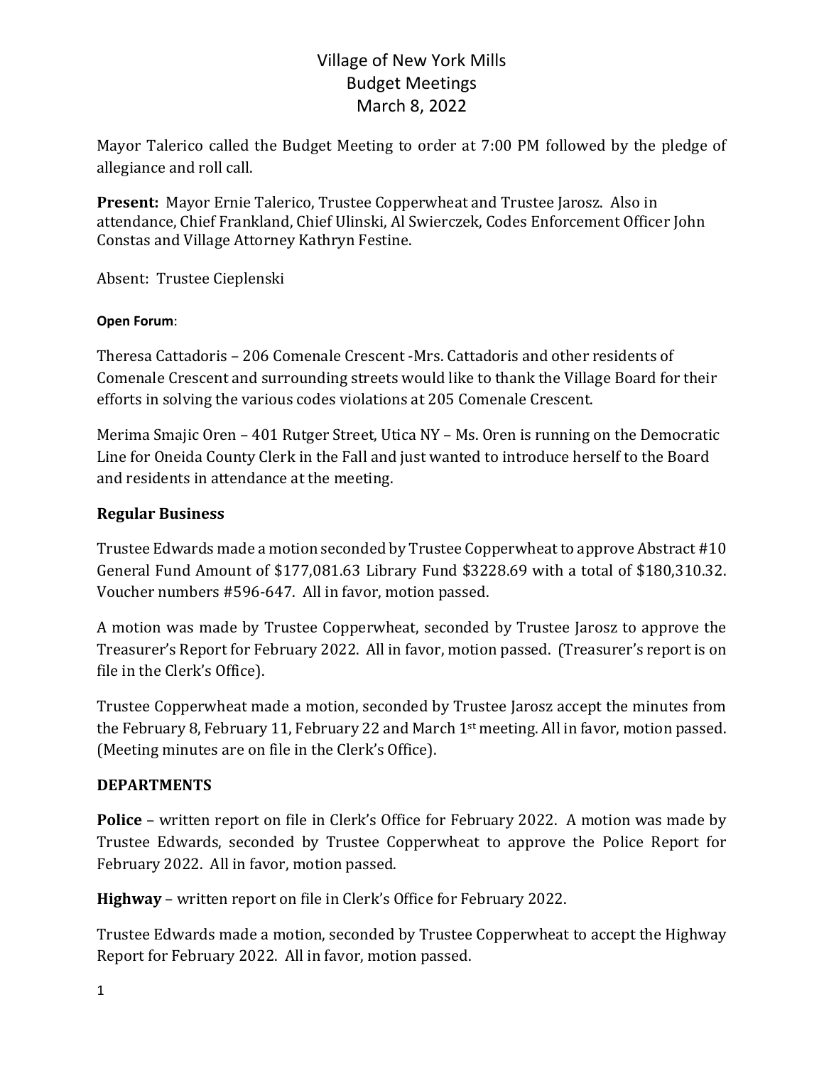# Village of New York Mills
## Budget Meetings
## March 8, 2022

Mayor Talerico called the Budget Meeting to order at 7:00 PM followed by the pledge of allegiance and roll call.

**Present:** Mayor Ernie Talerico, Trustee Copperwheat and Trustee Jarosz. Also in attendance, Chief Frankland, Chief Ulinski, Al Swierczek, Codes Enforcement Officer John Constas and Village Attorney Kathryn Festine.

Absent: Trustee Cieplenski

**Open Forum**:

Theresa Cattadoris – 206 Comenale Crescent -Mrs. Cattadoris and other residents of Comenale Crescent and surrounding streets would like to thank the Village Board for their efforts in solving the various codes violations at 205 Comenale Crescent.

Merima Smajic Oren – 401 Rutger Street, Utica NY – Ms. Oren is running on the Democratic Line for Oneida County Clerk in the Fall and just wanted to introduce herself to the Board and residents in attendance at the meeting.

## Regular Business

Trustee Edwards made a motion seconded by Trustee Copperwheat to approve Abstract #10 General Fund Amount of $177,081.63 Library Fund $3228.69 with a total of $180,310.32. Voucher numbers #596-647. All in favor, motion passed.

A motion was made by Trustee Copperwheat, seconded by Trustee Jarosz to approve the Treasurer's Report for February 2022. All in favor, motion passed. (Treasurer's report is on file in the Clerk's Office).

Trustee Copperwheat made a motion, seconded by Trustee Jarosz accept the minutes from the February 8, February 11, February 22 and March 1st meeting. All in favor, motion passed. (Meeting minutes are on file in the Clerk's Office).

## DEPARTMENTS

**Police** – written report on file in Clerk's Office for February 2022. A motion was made by Trustee Edwards, seconded by Trustee Copperwheat to approve the Police Report for February 2022. All in favor, motion passed.

**Highway** – written report on file in Clerk's Office for February 2022.

Trustee Edwards made a motion, seconded by Trustee Copperwheat to accept the Highway Report for February 2022. All in favor, motion passed.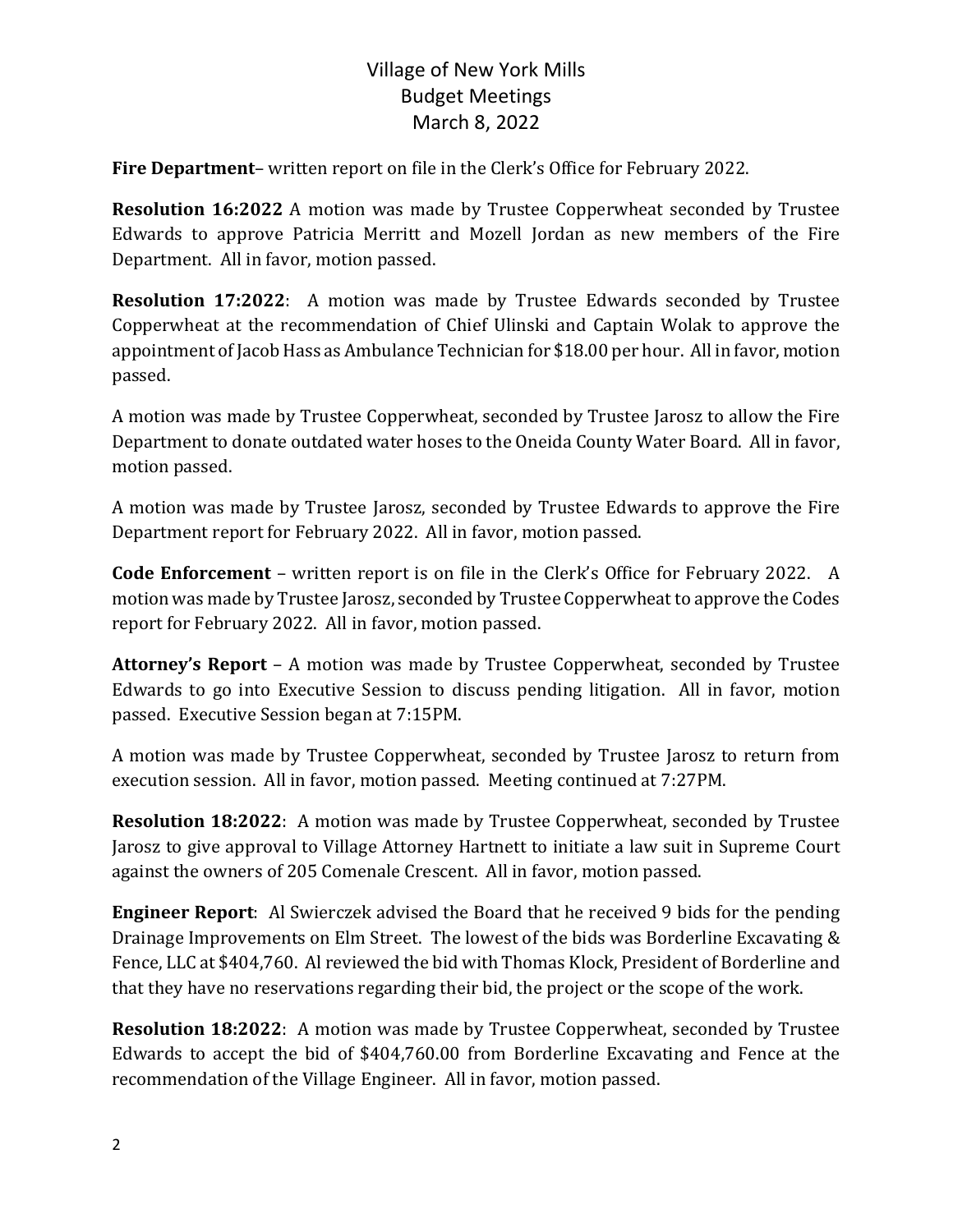Village of New York Mills
Budget Meetings
March 8, 2022

**Fire Department**– written report on file in the Clerk's Office for February 2022.

**Resolution 16:2022** A motion was made by Trustee Copperwheat seconded by Trustee Edwards to approve Patricia Merritt and Mozell Jordan as new members of the Fire Department. All in favor, motion passed.

**Resolution 17:2022**: A motion was made by Trustee Edwards seconded by Trustee Copperwheat at the recommendation of Chief Ulinski and Captain Wolak to approve the appointment of Jacob Hass as Ambulance Technician for $18.00 per hour. All in favor, motion passed.

A motion was made by Trustee Copperwheat, seconded by Trustee Jarosz to allow the Fire Department to donate outdated water hoses to the Oneida County Water Board. All in favor, motion passed.

A motion was made by Trustee Jarosz, seconded by Trustee Edwards to approve the Fire Department report for February 2022. All in favor, motion passed.

**Code Enforcement** – written report is on file in the Clerk's Office for February 2022. A motion was made by Trustee Jarosz, seconded by Trustee Copperwheat to approve the Codes report for February 2022. All in favor, motion passed.

**Attorney's Report** – A motion was made by Trustee Copperwheat, seconded by Trustee Edwards to go into Executive Session to discuss pending litigation. All in favor, motion passed. Executive Session began at 7:15PM.

A motion was made by Trustee Copperwheat, seconded by Trustee Jarosz to return from execution session. All in favor, motion passed. Meeting continued at 7:27PM.

**Resolution 18:2022**: A motion was made by Trustee Copperwheat, seconded by Trustee Jarosz to give approval to Village Attorney Hartnett to initiate a law suit in Supreme Court against the owners of 205 Comenale Crescent. All in favor, motion passed.

**Engineer Report**: Al Swierczek advised the Board that he received 9 bids for the pending Drainage Improvements on Elm Street. The lowest of the bids was Borderline Excavating & Fence, LLC at $404,760. Al reviewed the bid with Thomas Klock, President of Borderline and that they have no reservations regarding their bid, the project or the scope of the work.

**Resolution 18:2022**: A motion was made by Trustee Copperwheat, seconded by Trustee Edwards to accept the bid of $404,760.00 from Borderline Excavating and Fence at the recommendation of the Village Engineer. All in favor, motion passed.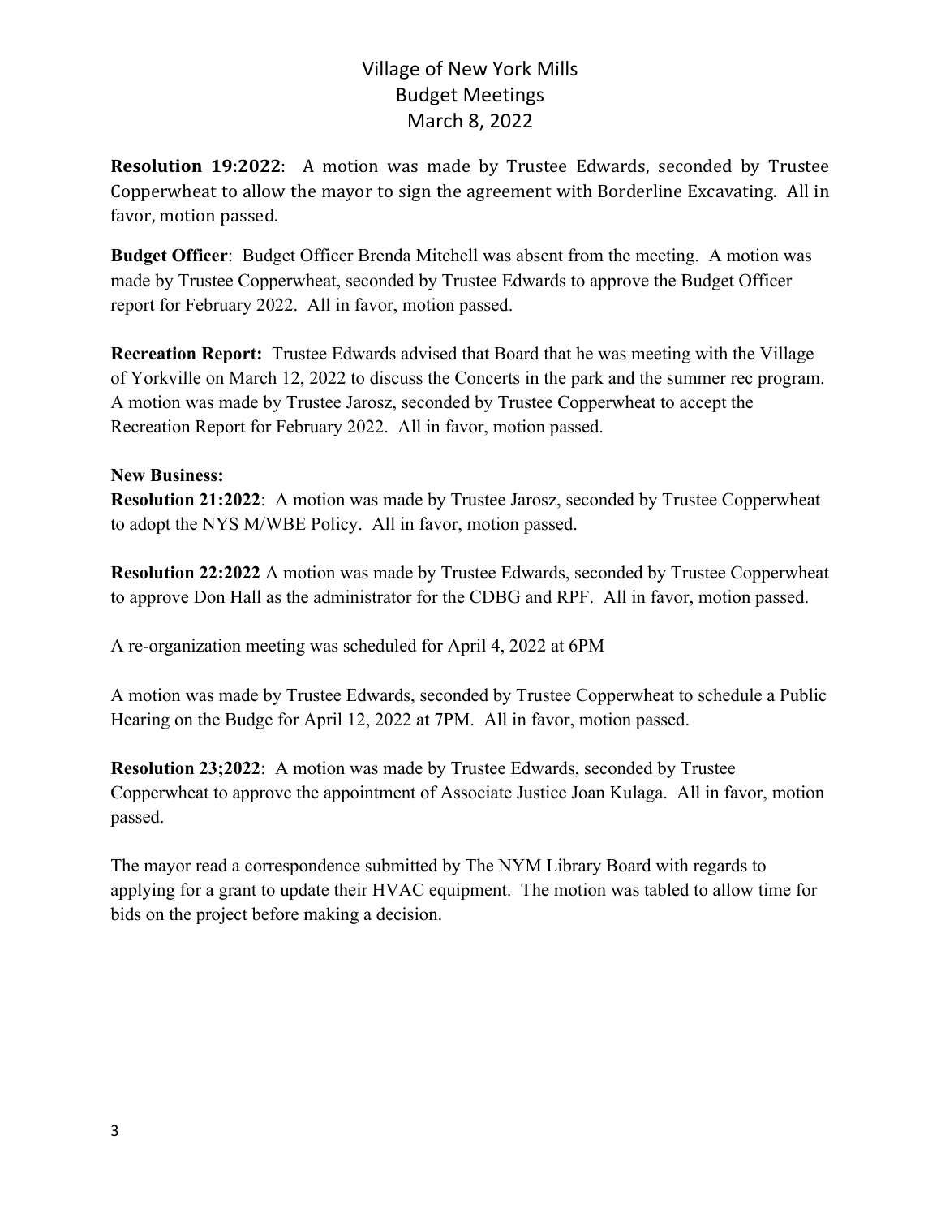# Village of New York Mills
## Budget Meetings
## March 8, 2022

**Resolution 19:2022**: A motion was made by Trustee Edwards, seconded by Trustee Copperwheat to allow the mayor to sign the agreement with Borderline Excavating. All in favor, motion passed.

**Budget Officer**: Budget Officer Brenda Mitchell was absent from the meeting. A motion was made by Trustee Copperwheat, seconded by Trustee Edwards to approve the Budget Officer report for February 2022. All in favor, motion passed.

**Recreation Report:** Trustee Edwards advised that Board that he was meeting with the Village of Yorkville on March 12, 2022 to discuss the Concerts in the park and the summer rec program. A motion was made by Trustee Jarosz, seconded by Trustee Copperwheat to accept the Recreation Report for February 2022. All in favor, motion passed.

**New Business:**
**Resolution 21:2022**: A motion was made by Trustee Jarosz, seconded by Trustee Copperwheat to adopt the NYS M/WBE Policy. All in favor, motion passed.

**Resolution 22:2022** A motion was made by Trustee Edwards, seconded by Trustee Copperwheat to approve Don Hall as the administrator for the CDBG and RPF. All in favor, motion passed.

A re-organization meeting was scheduled for April 4, 2022 at 6PM

A motion was made by Trustee Edwards, seconded by Trustee Copperwheat to schedule a Public Hearing on the Budge for April 12, 2022 at 7PM. All in favor, motion passed.

**Resolution 23;2022**: A motion was made by Trustee Edwards, seconded by Trustee Copperwheat to approve the appointment of Associate Justice Joan Kulaga. All in favor, motion passed.

The mayor read a correspondence submitted by The NYM Library Board with regards to applying for a grant to update their HVAC equipment. The motion was tabled to allow time for bids on the project before making a decision.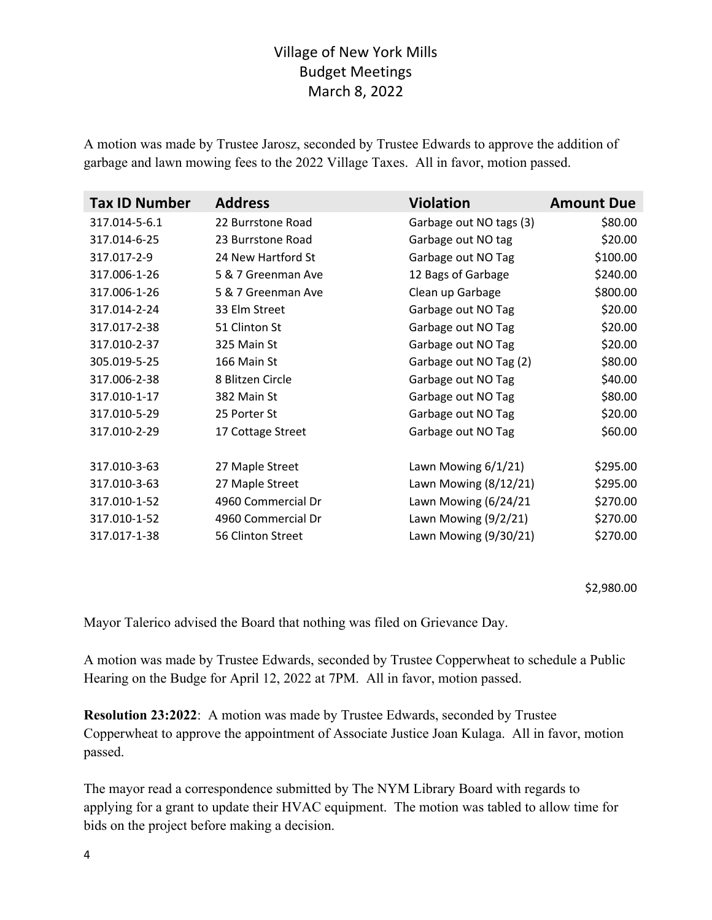Village of New York Mills
Budget Meetings
March 8, 2022

A motion was made by Trustee Jarosz, seconded by Trustee Edwards to approve the addition of garbage and lawn mowing fees to the 2022 Village Taxes. All in favor, motion passed.

| Tax ID Number | Address | Violation | Amount Due |
|---|---|---|---|
| 317.014-5-6.1 | 22 Burrstone Road | Garbage out NO tags (3) | $80.00 |
| 317.014-6-25 | 23 Burrstone Road | Garbage out NO tag | $20.00 |
| 317.017-2-9 | 24 New Hartford St | Garbage out NO Tag | $100.00 |
| 317.006-1-26 | 5 & 7 Greenman Ave | 12 Bags of Garbage | $240.00 |
| 317.006-1-26 | 5 & 7 Greenman Ave | Clean up Garbage | $800.00 |
| 317.014-2-24 | 33 Elm Street | Garbage out NO Tag | $20.00 |
| 317.017-2-38 | 51 Clinton St | Garbage out NO Tag | $20.00 |
| 317.010-2-37 | 325 Main St | Garbage out NO Tag | $20.00 |
| 305.019-5-25 | 166 Main St | Garbage out NO Tag (2) | $80.00 |
| 317.006-2-38 | 8 Blitzen Circle | Garbage out NO Tag | $40.00 |
| 317.010-1-17 | 382 Main St | Garbage out NO Tag | $80.00 |
| 317.010-5-29 | 25 Porter St | Garbage out NO Tag | $20.00 |
| 317.010-2-29 | 17 Cottage Street | Garbage out NO Tag | $60.00 |
| | | | |
| 317.010-3-63 | 27 Maple Street | Lawn Mowing 6/1/21) | $295.00 |
| 317.010-3-63 | 27 Maple Street | Lawn Mowing (8/12/21) | $295.00 |
| 317.010-1-52 | 4960 Commercial Dr | Lawn Mowing (6/24/21 | $270.00 |
| 317.010-1-52 | 4960 Commercial Dr | Lawn Mowing (9/2/21) | $270.00 |
| 317.017-1-38 | 56 Clinton Street | Lawn Mowing (9/30/21) | $270.00 |
| | | | |
| | | | $2,980.00 |

Mayor Talerico advised the Board that nothing was filed on Grievance Day.

A motion was made by Trustee Edwards, seconded by Trustee Copperwheat to schedule a Public Hearing on the Budge for April 12, 2022 at 7PM. All in favor, motion passed.

**Resolution 23:2022**: A motion was made by Trustee Edwards, seconded by Trustee Copperwheat to approve the appointment of Associate Justice Joan Kulaga. All in favor, motion passed.

The mayor read a correspondence submitted by The NYM Library Board with regards to applying for a grant to update their HVAC equipment. The motion was tabled to allow time for bids on the project before making a decision.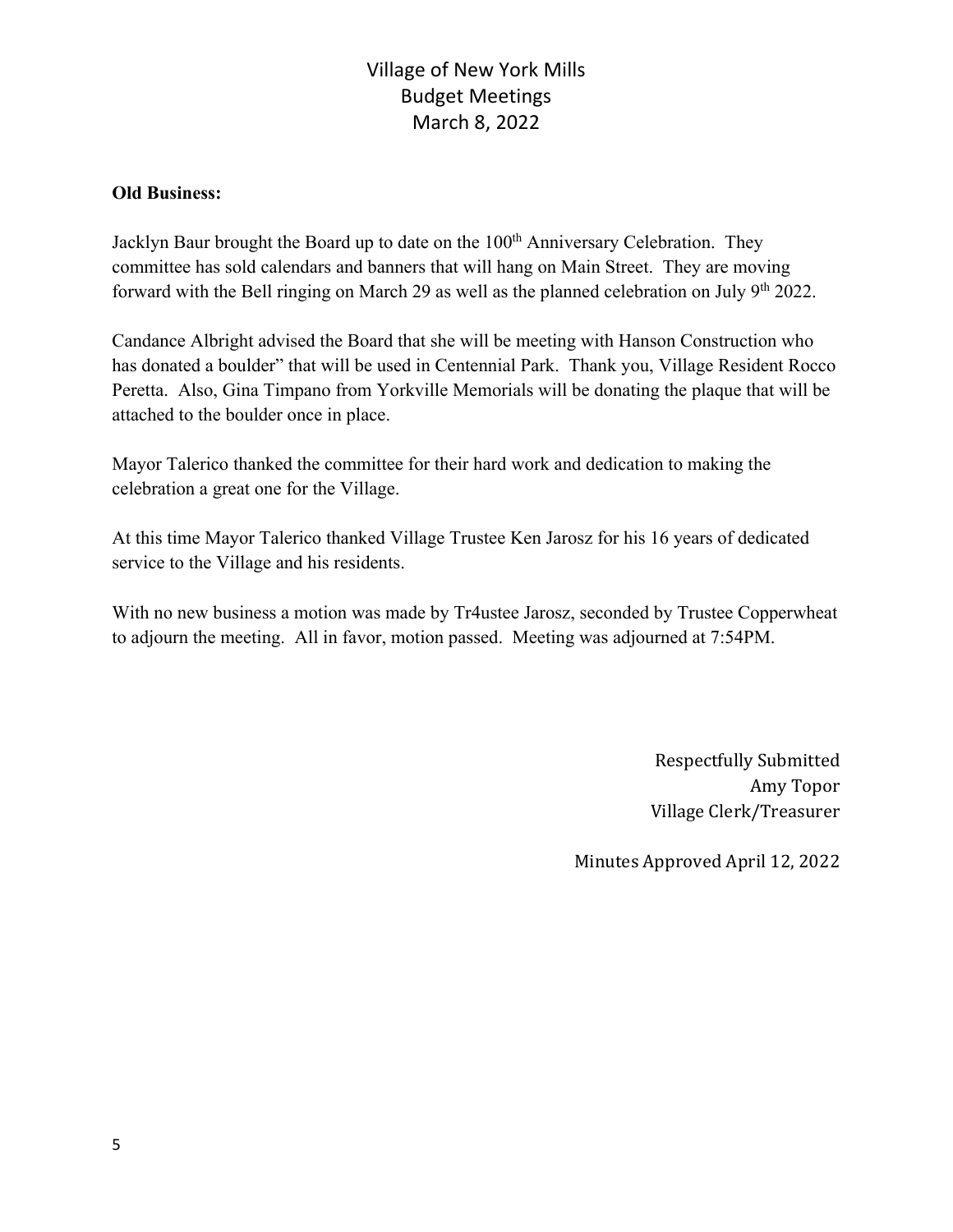Village of New York Mills
Budget Meetings
March 8, 2022

**Old Business:**

Jacklyn Baur brought the Board up to date on the 100th Anniversary Celebration. They committee has sold calendars and banners that will hang on Main Street. They are moving forward with the Bell ringing on March 29 as well as the planned celebration on July 9th 2022.

Candance Albright advised the Board that she will be meeting with Hanson Construction who has donated a boulder" that will be used in Centennial Park. Thank you, Village Resident Rocco Peretta. Also, Gina Timpano from Yorkville Memorials will be donating the plaque that will be attached to the boulder once in place.

Mayor Talerico thanked the committee for their hard work and dedication to making the celebration a great one for the Village.

At this time Mayor Talerico thanked Village Trustee Ken Jarosz for his 16 years of dedicated service to the Village and his residents.

With no new business a motion was made by Tr4ustee Jarosz, seconded by Trustee Copperwheat to adjourn the meeting. All in favor, motion passed. Meeting was adjourned at 7:54PM.

Respectfully Submitted
Amy Topor
Village Clerk/Treasurer

Minutes Approved April 12, 2022